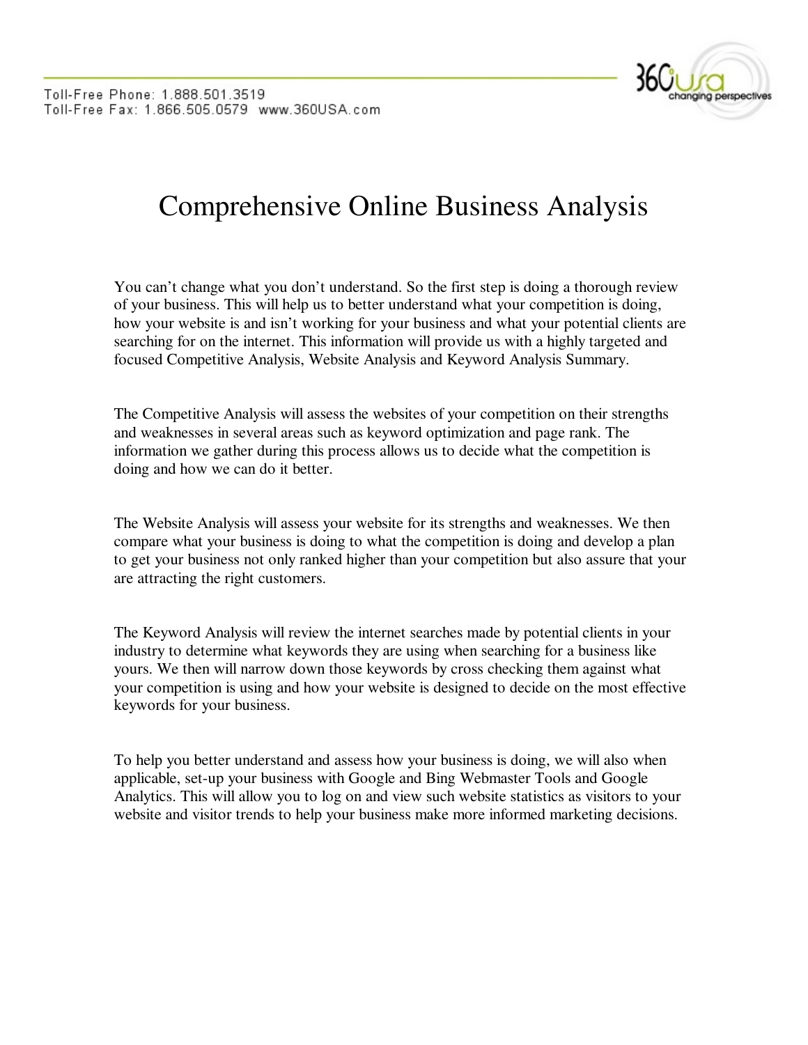Toll-Free Phone: 1.888.501.3519
Toll-Free Fax: 1.866.505.0579 www.360USA.com

# Comprehensive Online Business Analysis

You can't change what you don't understand. So the first step is doing a thorough review of your business. This will help us to better understand what your competition is doing, how your website is and isn't working for your business and what your potential clients are searching for on the internet. This information will provide us with a highly targeted and focused Competitive Analysis, Website Analysis and Keyword Analysis Summary.

The Competitive Analysis will assess the websites of your competition on their strengths and weaknesses in several areas such as keyword optimization and page rank. The information we gather during this process allows us to decide what the competition is doing and how we can do it better.

The Website Analysis will assess your website for its strengths and weaknesses. We then compare what your business is doing to what the competition is doing and develop a plan to get your business not only ranked higher than your competition but also assure that your are attracting the right customers.

The Keyword Analysis will review the internet searches made by potential clients in your industry to determine what keywords they are using when searching for a business like yours. We then will narrow down those keywords by cross checking them against what your competition is using and how your website is designed to decide on the most effective keywords for your business.

To help you better understand and assess how your business is doing, we will also when applicable, set-up your business with Google and Bing Webmaster Tools and Google Analytics. This will allow you to log on and view such website statistics as visitors to your website and visitor trends to help your business make more informed marketing decisions.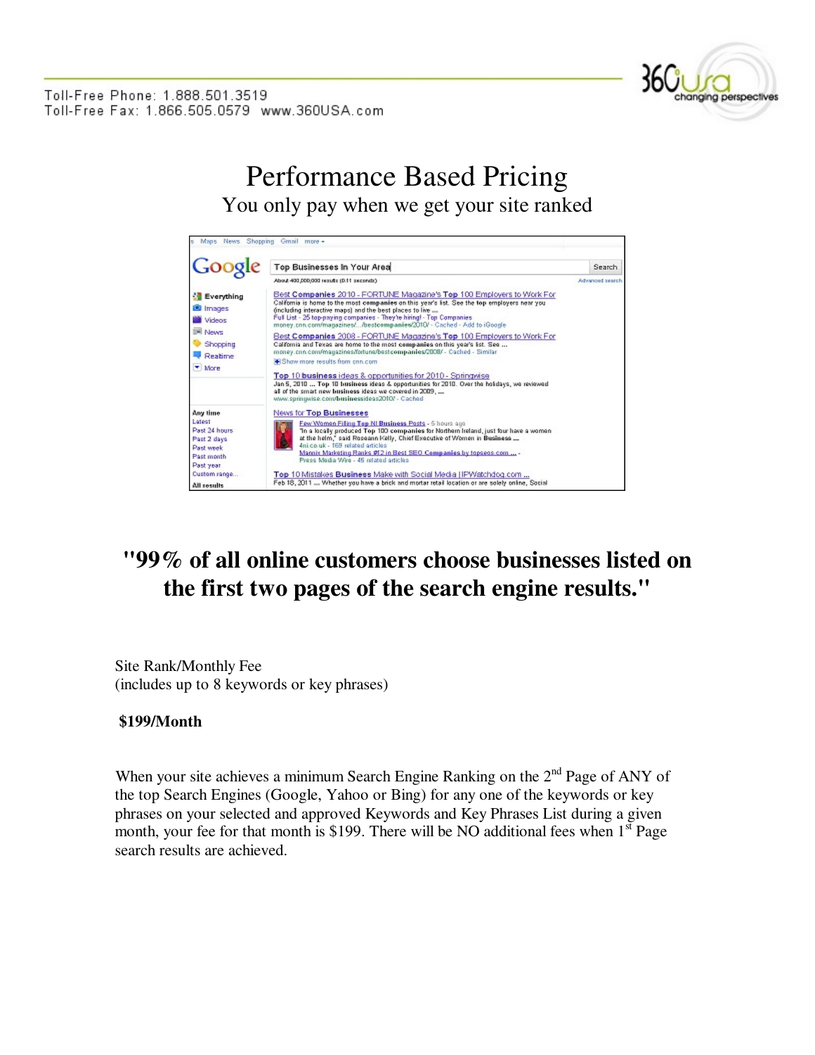# Performance Based Pricing

You only pay when we get your site ranked

**"99% of all online customers choose businesses listed on the first two pages of the search engine results."**

Site Rank/Monthly Fee
(includes up to 8 keywords or key phrases)

**$199/Month**

When your site achieves a minimum Search Engine Ranking on the 2nd Page of ANY of the top Search Engines (Google, Yahoo or Bing) for any one of the keywords or key phrases on your selected and approved Keywords and Key Phrases List during a given month, your fee for that month is $199. There will be NO additional fees when 1st Page search results are achieved.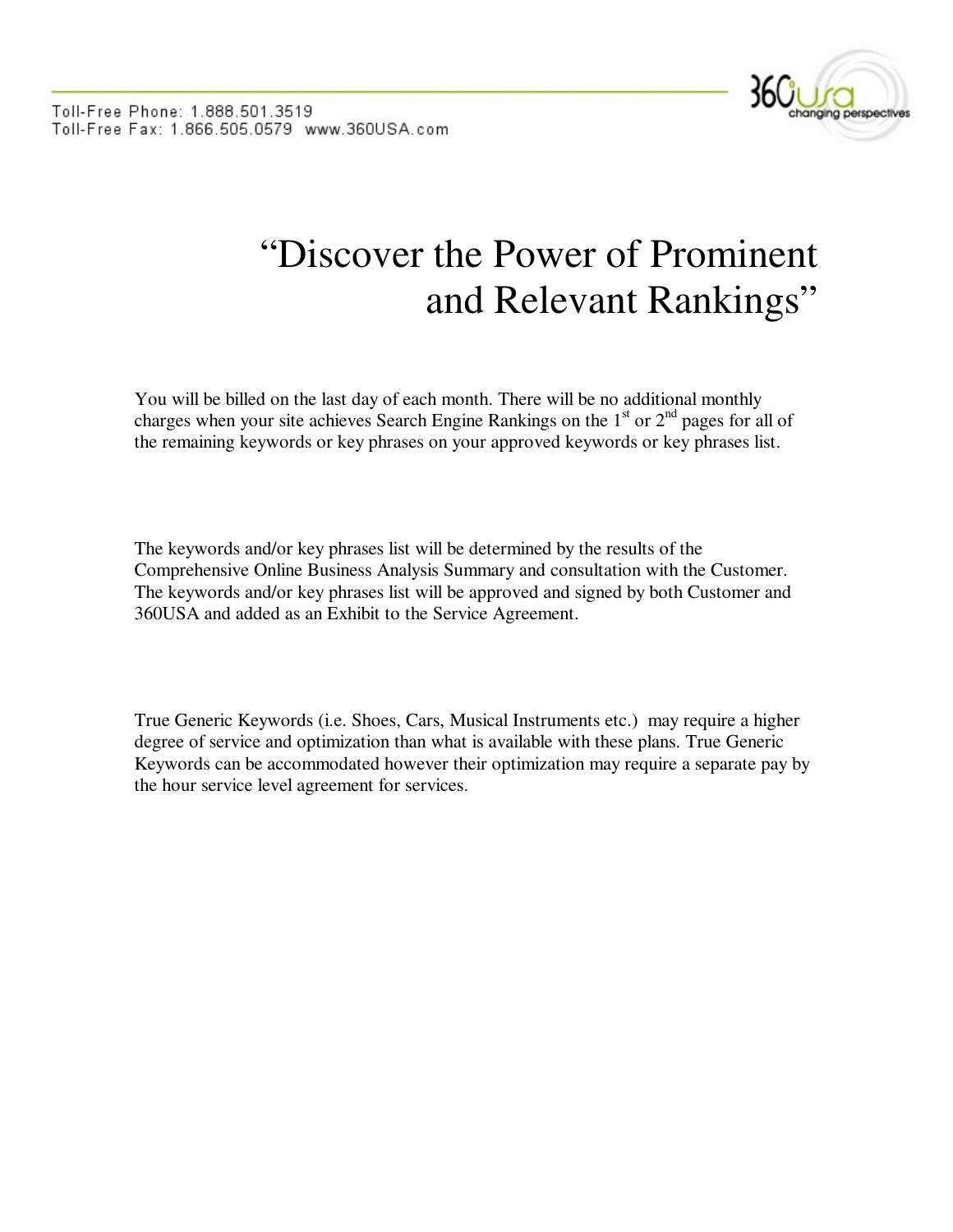# "Discover the Power of Prominent and Relevant Rankings"

You will be billed on the last day of each month. There will be no additional monthly charges when your site achieves Search Engine Rankings on the 1st or 2nd pages for all of the remaining keywords or key phrases on your approved keywords or key phrases list.

The keywords and/or key phrases list will be determined by the results of the Comprehensive Online Business Analysis Summary and consultation with the Customer. The keywords and/or key phrases list will be approved and signed by both Customer and 360USA and added as an Exhibit to the Service Agreement.

True Generic Keywords (i.e. Shoes, Cars, Musical Instruments etc.) may require a higher degree of service and optimization than what is available with these plans. True Generic Keywords can be accommodated however their optimization may require a separate pay by the hour service level agreement for services.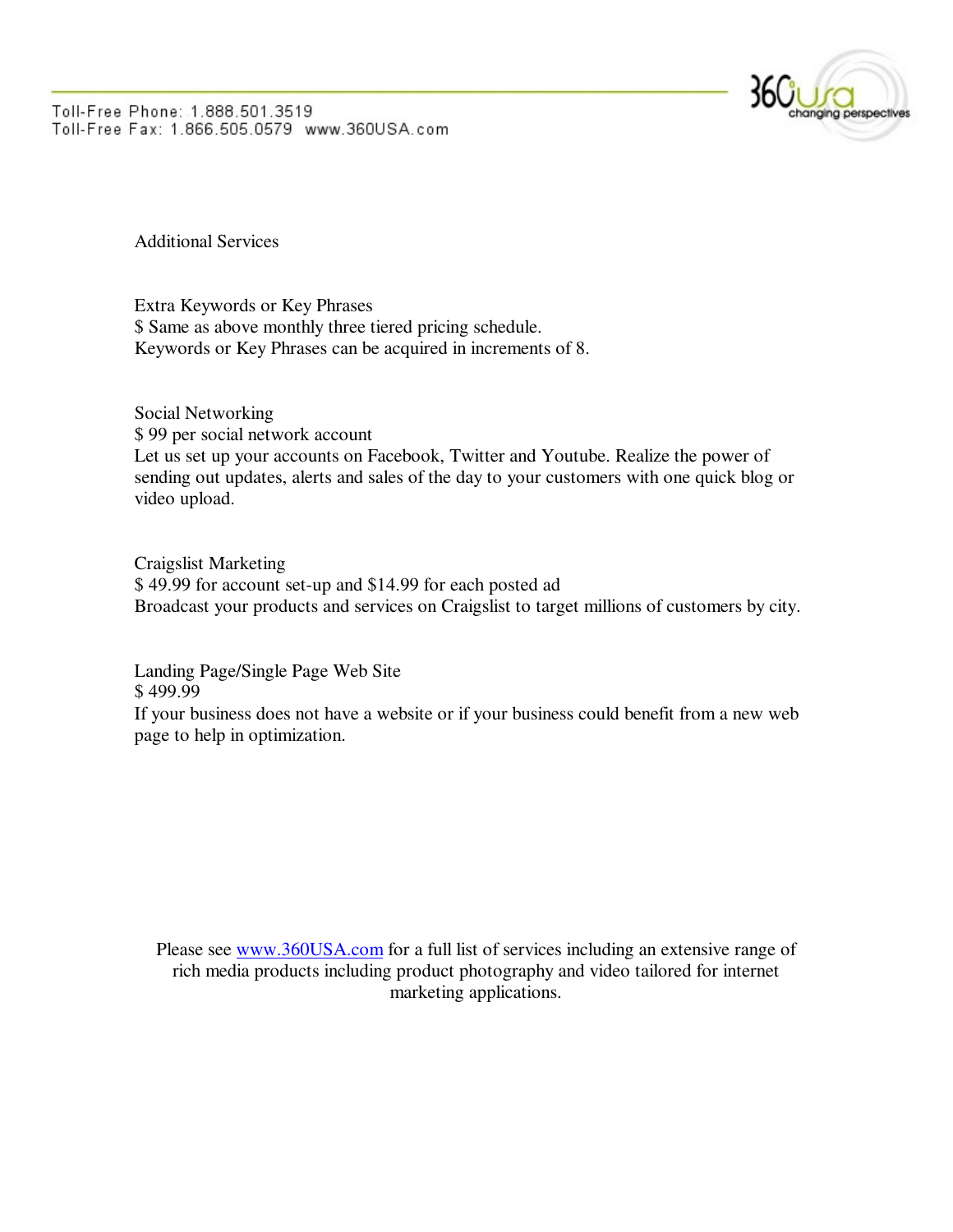## Additional Services

### Extra Keywords or Key Phrases

$ Same as above monthly three tiered pricing schedule.
Keywords or Key Phrases can be acquired in increments of 8.

### Social Networking

$ 99 per social network account
Let us set up your accounts on Facebook, Twitter and Youtube. Realize the power of sending out updates, alerts and sales of the day to your customers with one quick blog or video upload.

### Craigslist Marketing

$ 49.99 for account set-up and $14.99 for each posted ad
Broadcast your products and services on Craigslist to target millions of customers by city.

### Landing Page/Single Page Web Site

$ 499.99
If your business does not have a website or if your business could benefit from a new web page to help in optimization.

Please see www.360USA.com for a full list of services including an extensive range of rich media products including product photography and video tailored for internet marketing applications.